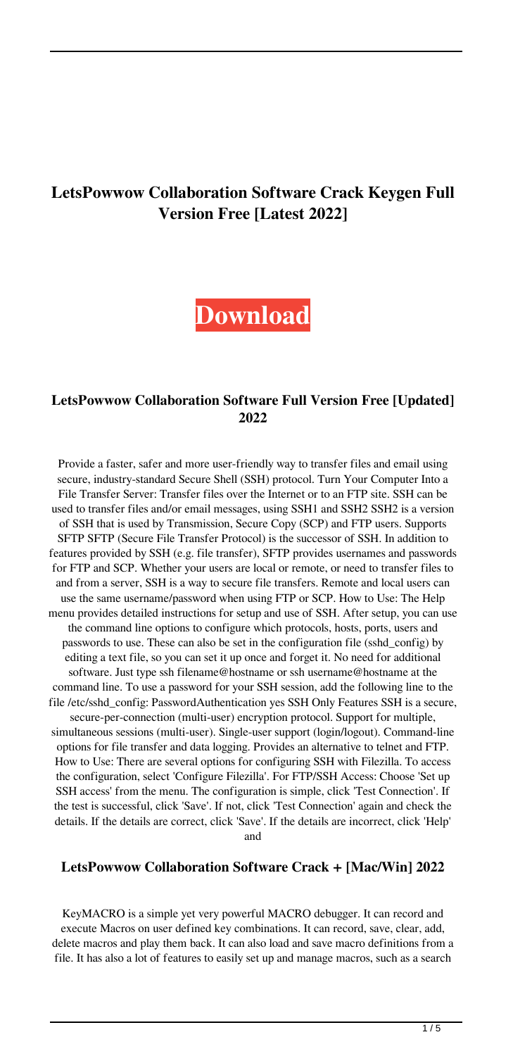# LetsPowwow Collaboration Software Crack Keygen Full Version Free [Latest 2022]

**Download**

## LetsPowwow Collaboration Software Full Version Free [Updated] 2022

Provide a faster, safer and more user-friendly way to transfer files and email using secure, industry-standard Secure Shell (SSH) protocol. Turn Your Computer Into a File Transfer Server: Transfer files over the Internet or to an FTP site. SSH can be used to transfer files and/or email messages, using SSH1 and SSH2 SSH2 is a version of SSH that is used by Transmission, Secure Copy (SCP) and FTP users. Supports SFTP SFTP (Secure File Transfer Protocol) is the successor of SSH. In addition to features provided by SSH (e.g. file transfer), SFTP provides usernames and passwords for FTP and SCP. Whether your users are local or remote, or need to transfer files to and from a server, SSH is a way to secure file transfers. Remote and local users can use the same username/password when using FTP or SCP. How to Use: The Help menu provides detailed instructions for setup and use of SSH. After setup, you can use the command line options to configure which protocols, hosts, ports, users and passwords to use. These can also be set in the configuration file (sshd_config) by editing a text file, so you can set it up once and forget it. No need for additional software. Just type ssh filename@hostname or ssh username@hostname at the command line. To use a password for your SSH session, add the following line to the file /etc/sshd_config: PasswordAuthentication yes SSH Only Features SSH is a secure, secure-per-connection (multi-user) encryption protocol. Support for multiple, simultaneous sessions (multi-user). Single-user support (login/logout). Command-line options for file transfer and data logging. Provides an alternative to telnet and FTP. How to Use: There are several options for configuring SSH with Filezilla. To access the configuration, select 'Configure Filezilla'. For FTP/SSH Access: Choose 'Set up SSH access' from the menu. The configuration is simple, click 'Test Connection'. If the test is successful, click 'Save'. If not, click 'Test Connection' again and check the details. If the details are correct, click 'Save'. If the details are incorrect, click 'Help' and

## LetsPowwow Collaboration Software Crack + [Mac/Win] 2022

KeyMACRO is a simple yet very powerful MACRO debugger. It can record and execute Macros on user defined key combinations. It can record, save, clear, add, delete macros and play them back. It can also load and save macro definitions from a file. It has also a lot of features to easily set up and manage macros, such as a search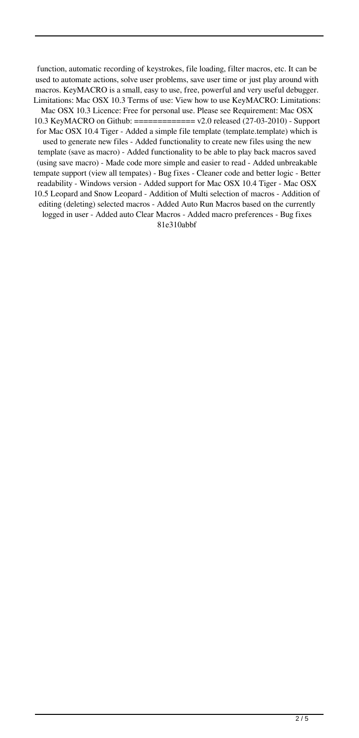function, automatic recording of keystrokes, file loading, filter macros, etc. It can be used to automate actions, solve user problems, save user time or just play around with macros. KeyMACRO is a small, easy to use, free, powerful and very useful debugger. Limitations: Mac OSX 10.3 Terms of use: View how to use KeyMACRO: Limitations: Mac OSX 10.3 Licence: Free for personal use. Please see Requirement: Mac OSX 10.3 KeyMACRO on Github: ============ v2.0 released (27-03-2010) - Support for Mac OSX 10.4 Tiger - Added a simple file template (template.template) which is used to generate new files - Added functionality to create new files using the new template (save as macro) - Added functionality to be able to play back macros saved (using save macro) - Made code more simple and easier to read - Added unbreakable tempate support (view all tempates) - Bug fixes - Cleaner code and better logic - Better readability - Windows version - Added support for Mac OSX 10.4 Tiger - Mac OSX 10.5 Leopard and Snow Leopard - Addition of Multi selection of macros - Addition of editing (deleting) selected macros - Added Auto Run Macros based on the currently logged in user - Added auto Clear Macros - Added macro preferences - Bug fixes 81e310abbf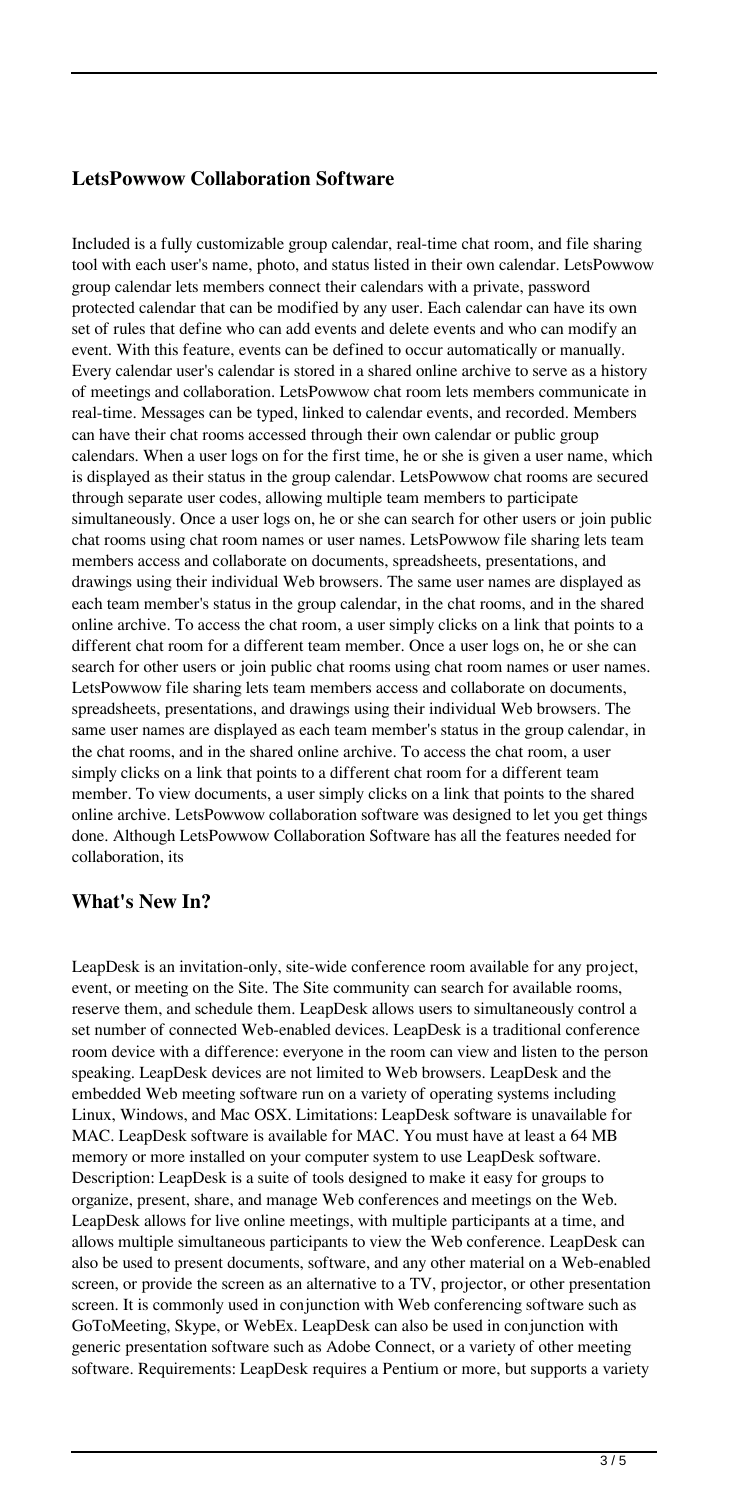## LetsPowwow Collaboration Software

Included is a fully customizable group calendar, real-time chat room, and file sharing tool with each user's name, photo, and status listed in their own calendar. LetsPowwow group calendar lets members connect their calendars with a private, password protected calendar that can be modified by any user. Each calendar can have its own set of rules that define who can add events and delete events and who can modify an event. With this feature, events can be defined to occur automatically or manually. Every calendar user's calendar is stored in a shared online archive to serve as a history of meetings and collaboration. LetsPowwow chat room lets members communicate in real-time. Messages can be typed, linked to calendar events, and recorded. Members can have their chat rooms accessed through their own calendar or public group calendars. When a user logs on for the first time, he or she is given a user name, which is displayed as their status in the group calendar. LetsPowwow chat rooms are secured through separate user codes, allowing multiple team members to participate simultaneously. Once a user logs on, he or she can search for other users or join public chat rooms using chat room names or user names. LetsPowwow file sharing lets team members access and collaborate on documents, spreadsheets, presentations, and drawings using their individual Web browsers. The same user names are displayed as each team member's status in the group calendar, in the chat rooms, and in the shared online archive. To access the chat room, a user simply clicks on a link that points to a different chat room for a different team member. Once a user logs on, he or she can search for other users or join public chat rooms using chat room names or user names. LetsPowwow file sharing lets team members access and collaborate on documents, spreadsheets, presentations, and drawings using their individual Web browsers. The same user names are displayed as each team member's status in the group calendar, in the chat rooms, and in the shared online archive. To access the chat room, a user simply clicks on a link that points to a different chat room for a different team member. To view documents, a user simply clicks on a link that points to the shared online archive. LetsPowwow collaboration software was designed to let you get things done. Although LetsPowwow Collaboration Software has all the features needed for collaboration, its

## What's New In?

LeapDesk is an invitation-only, site-wide conference room available for any project, event, or meeting on the Site. The Site community can search for available rooms, reserve them, and schedule them. LeapDesk allows users to simultaneously control a set number of connected Web-enabled devices. LeapDesk is a traditional conference room device with a difference: everyone in the room can view and listen to the person speaking. LeapDesk devices are not limited to Web browsers. LeapDesk and the embedded Web meeting software run on a variety of operating systems including Linux, Windows, and Mac OSX. Limitations: LeapDesk software is unavailable for MAC. LeapDesk software is available for MAC. You must have at least a 64 MB memory or more installed on your computer system to use LeapDesk software. Description: LeapDesk is a suite of tools designed to make it easy for groups to organize, present, share, and manage Web conferences and meetings on the Web. LeapDesk allows for live online meetings, with multiple participants at a time, and allows multiple simultaneous participants to view the Web conference. LeapDesk can also be used to present documents, software, and any other material on a Web-enabled screen, or provide the screen as an alternative to a TV, projector, or other presentation screen. It is commonly used in conjunction with Web conferencing software such as GoToMeeting, Skype, or WebEx. LeapDesk can also be used in conjunction with generic presentation software such as Adobe Connect, or a variety of other meeting software. Requirements: LeapDesk requires a Pentium or more, but supports a variety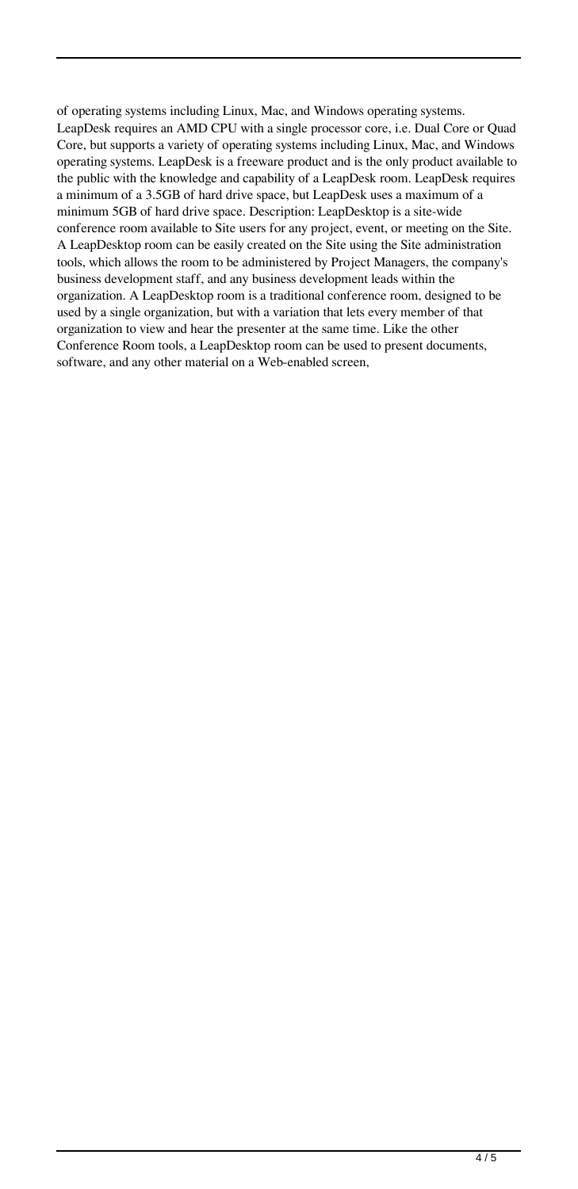of operating systems including Linux, Mac, and Windows operating systems. LeapDesk requires an AMD CPU with a single processor core, i.e. Dual Core or Quad Core, but supports a variety of operating systems including Linux, Mac, and Windows operating systems. LeapDesk is a freeware product and is the only product available to the public with the knowledge and capability of a LeapDesk room. LeapDesk requires a minimum of a 3.5GB of hard drive space, but LeapDesk uses a maximum of a minimum 5GB of hard drive space. Description: LeapDesktop is a site-wide conference room available to Site users for any project, event, or meeting on the Site. A LeapDesktop room can be easily created on the Site using the Site administration tools, which allows the room to be administered by Project Managers, the company's business development staff, and any business development leads within the organization. A LeapDesktop room is a traditional conference room, designed to be used by a single organization, but with a variation that lets every member of that organization to view and hear the presenter at the same time. Like the other Conference Room tools, a LeapDesktop room can be used to present documents, software, and any other material on a Web-enabled screen,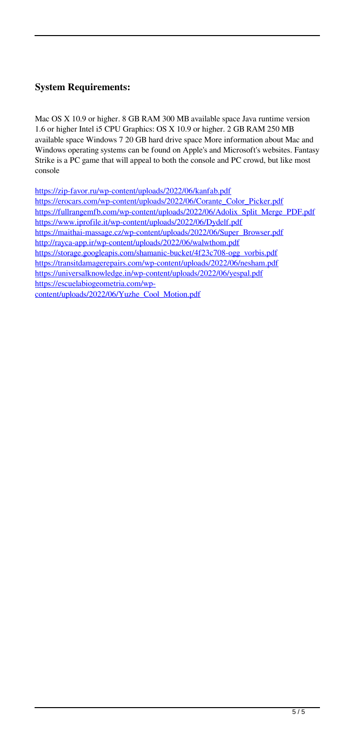## System Requirements:

Mac OS X 10.9 or higher. 8 GB RAM 300 MB available space Java runtime version 1.6 or higher Intel i5 CPU Graphics: OS X 10.9 or higher. 2 GB RAM 250 MB available space Windows 7 20 GB hard drive space More information about Mac and Windows operating systems can be found on Apple's and Microsoft's websites. Fantasy Strike is a PC game that will appeal to both the console and PC crowd, but like most console

https://zip-favor.ru/wp-content/uploads/2022/06/kanfab.pdf
https://erocars.com/wp-content/uploads/2022/06/Corante_Color_Picker.pdf
https://fullrangemfb.com/wp-content/uploads/2022/06/Adolix_Split_Merge_PDF.pdf
https://www.iprofile.it/wp-content/uploads/2022/06/Dydelf.pdf
https://maithai-massage.cz/wp-content/uploads/2022/06/Super_Browser.pdf
http://rayca-app.ir/wp-content/uploads/2022/06/walwthom.pdf
https://storage.googleapis.com/shamanic-bucket/4f23c708-ogg_vorbis.pdf
https://transitdamagerepairs.com/wp-content/uploads/2022/06/nesham.pdf
https://universalknowledge.in/wp-content/uploads/2022/06/yespal.pdf
https://escuelabiogeometria.com/wp-content/uploads/2022/06/Yuzhe_Cool_Motion.pdf